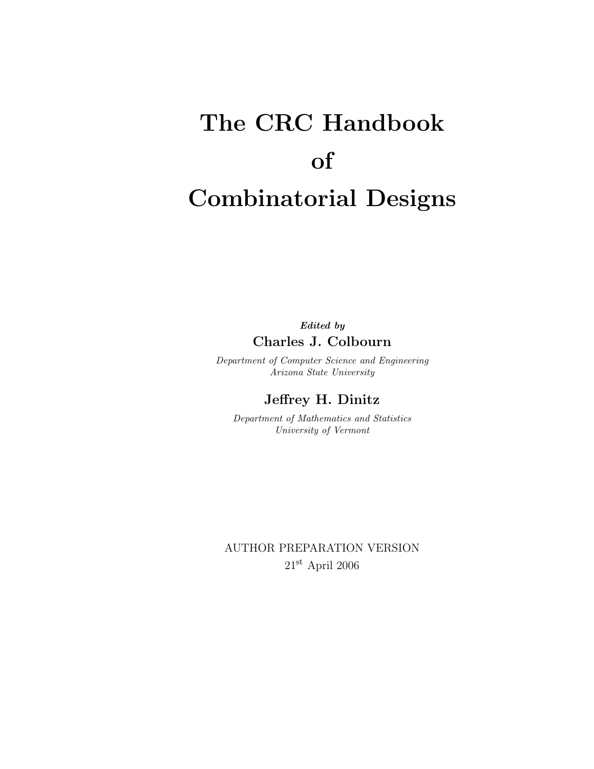# The CRC Handbook of Combinatorial Designs

***Edited by***

**Charles J. Colbourn**

*Department of Computer Science and Engineering*
*Arizona State University*

**Jeffrey H. Dinitz**

*Department of Mathematics and Statistics*
*University of Vermont*

AUTHOR PREPARATION VERSION

21st April 2006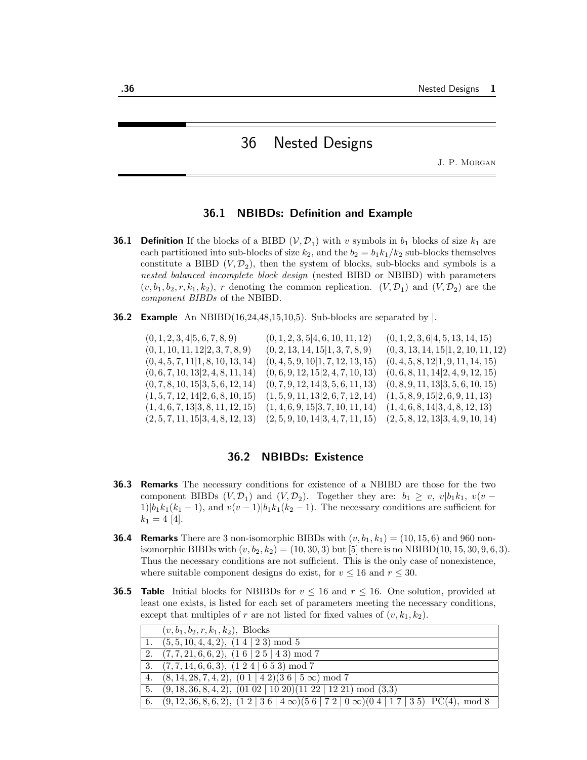# 36 Nested Designs

J. P. Morgan

## 36.1 NBIBDs: Definition and Example

**36.1 Definition** If the blocks of a BIBD $(\mathcal{V}, \mathcal{D}_1)$ with $v$ symbols in $b_1$ blocks of size $k_1$ are each partitioned into sub-blocks of size $k_2$, and the $b_2 = b_1k_1/k_2$ sub-blocks themselves constitute a BIBD $(V, \mathcal{D}_2)$, then the system of blocks, sub-blocks and symbols is a *nested balanced incomplete block design* (nested BIBD or NBIBD) with parameters $(v, b_1, b_2, r, k_1, k_2)$, $r$ denoting the common replication. $(V, \mathcal{D}_1)$ and $(V, \mathcal{D}_2)$ are the *component BIBDs* of the NBIBD.

**36.2 Example** An NBIBD(16,24,48,15,10,5). Sub-blocks are separated by |.

| | | |
|---|---|---|
| $(0,1,2,3,4\|5,6,7,8,9)$ | $(0,1,2,3,5\|4,6,10,11,12)$ | $(0,1,2,3,6\|4,5,13,14,15)$ |
| $(0,1,10,11,12\|2,3,7,8,9)$ | $(0,2,13,14,15\|1,3,7,8,9)$ | $(0,3,13,14,15\|1,2,10,11,12)$ |
| $(0,4,5,7,11\|1,8,10,13,14)$ | $(0,4,5,9,10\|1,7,12,13,15)$ | $(0,4,5,8,12\|1,9,11,14,15)$ |
| $(0,6,7,10,13\|2,4,8,11,14)$ | $(0,6,9,12,15\|2,4,7,10,13)$ | $(0,6,8,11,14\|2,4,9,12,15)$ |
| $(0,7,8,10,15\|3,5,6,12,14)$ | $(0,7,9,12,14\|3,5,6,11,13)$ | $(0,8,9,11,13\|3,5,6,10,15)$ |
| $(1,5,7,12,14\|2,6,8,10,15)$ | $(1,5,9,11,13\|2,6,7,12,14)$ | $(1,5,8,9,15\|2,6,9,11,13)$ |
| $(1,4,6,7,13\|3,8,11,12,15)$ | $(1,4,6,9,15\|3,7,10,11,14)$ | $(1,4,6,8,14\|3,4,8,12,13)$ |
| $(2,5,7,11,15\|3,4,8,12,13)$ | $(2,5,9,10,14\|3,4,7,11,15)$ | $(2,5,8,12,13\|3,4,9,10,14)$ |

## 36.2 NBIBDs: Existence

**36.3 Remarks** The necessary conditions for existence of a NBIBD are those for the two component BIBDs $(V, \mathcal{D}_1)$ and $(V, \mathcal{D}_2)$. Together they are: $b_1 \geq v$, $v | b_1k_1$, $v(v-1) | b_1k_1(k_1-1)$, and $v(v-1) | b_1k_1(k_2-1)$. The necessary conditions are sufficient for $k_1 = 4$ [4].

**36.4 Remarks** There are 3 non-isomorphic BIBDs with $(v, b_1, k_1) = (10, 15, 6)$ and 960 non-isomorphic BIBDs with $(v, b_2, k_2) = (10, 30, 3)$ but [5] there is no NBIBD$(10, 15, 30, 9, 6, 3)$. Thus the necessary conditions are not sufficient. This is the only case of nonexistence, where suitable component designs do exist, for $v \leq 16$ and $r \leq 30$.

**36.5 Table** Initial blocks for NBIBDs for $v \leq 16$ and $r \leq 16$. One solution, provided at least one exists, is listed for each set of parameters meeting the necessary conditions, except that multiples of $r$ are not listed for fixed values of $(v, k_1, k_2)$.

| | $(v, b_1, b_2, r, k_1, k_2)$, Blocks |
|---|---|
| 1. | $(5, 5, 10, 4, 4, 2)$, (1 4 \| 2 3) mod 5 |
| 2. | $(7, 7, 21, 6, 6, 2)$, (1 6 \| 2 5 \| 4 3) mod 7 |
| 3. | $(7, 7, 14, 6, 6, 3)$, (1 2 4 \| 6 5 3) mod 7 |
| 4. | $(8, 14, 28, 7, 4, 2)$, (0 1 \| 4 2)(3 6 \| 5 $\infty$) mod 7 |
| 5. | $(9, 18, 36, 8, 4, 2)$, (01 02 \| 10 20)(11 22 \| 12 21) mod (3,3) |
| 6. | $(9, 12, 36, 8, 6, 2)$, (1 2 \| 3 6 \| 4 $\infty$)(5 6 \| 7 2 \| 0 $\infty$)(0 4 \| 1 7 \| 3 5) PC(4), mod 8 |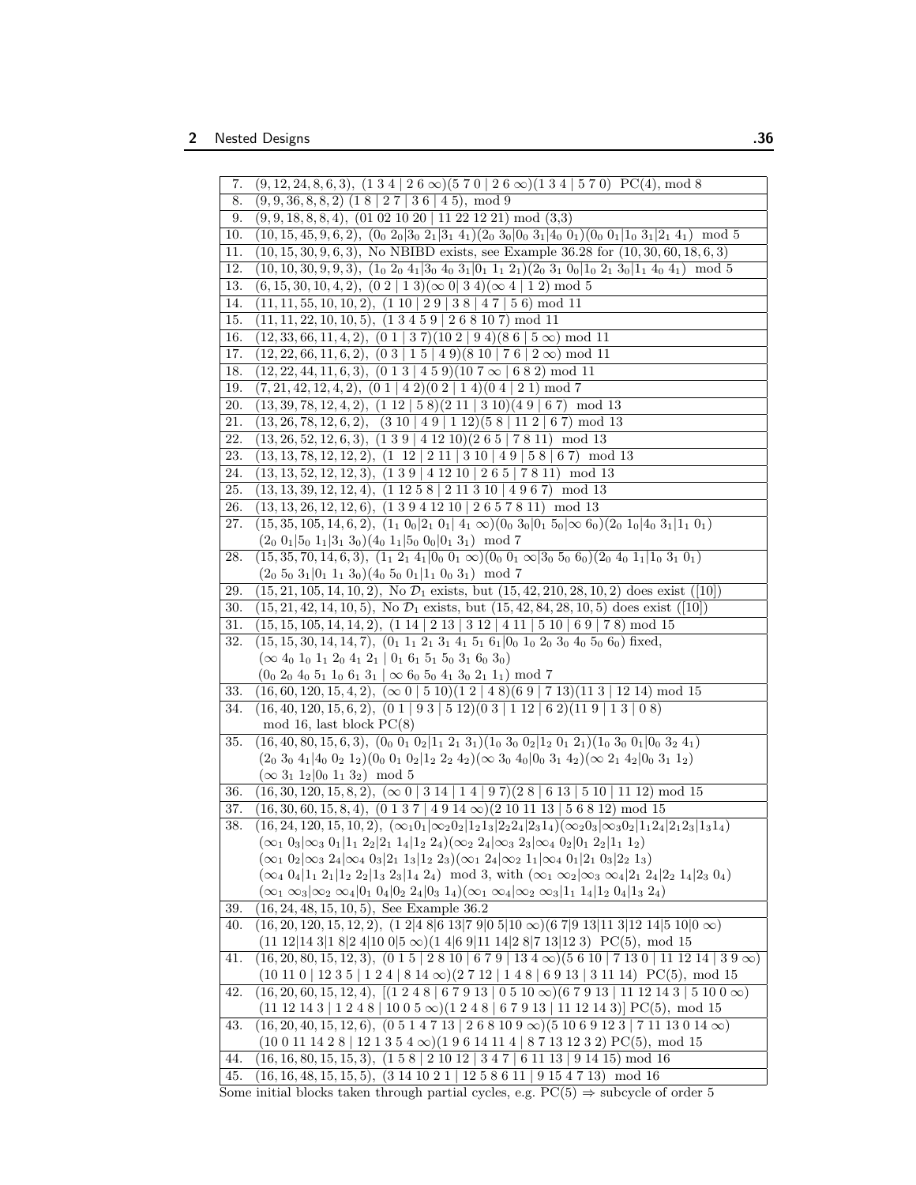| | |
|---|---|
| 7. | $(9, 12, 24, 8, 6, 3)$, (1 3 4 \| 2 6 $\infty$)(5 7 0 \| 2 6 $\infty$)(1 3 4 \| 5 7 0) PC(4), mod 8 |
| 8. | $(9, 9, 36, 8, 8, 2)$ (1 8 \| 2 7 \| 3 6 \| 4 5), mod 9 |
| 9. | $(9, 9, 18, 8, 8, 4)$, (01 02 10 20 \| 11 22 12 21) mod (3,3) |
| 10. | $(10, 15, 45, 9, 6, 2)$, ($0_0$ $2_0$\|$3_0$ $2_1$\|$3_1$ $4_1$)($2_0$ $3_0$\|$0_0$ $3_1$\|$4_0$ $0_1$)($0_0$ $0_1$\|$1_0$ $3_1$\|$2_1$ $4_1$) mod 5 |
| 11. | $(10, 15, 30, 9, 6, 3)$, No NBIBD exists, see Example 36.28 for $(10, 30, 60, 18, 6, 3)$ |
| 12. | $(10, 10, 30, 9, 9, 3)$, ($1_0$ $2_0$ $4_1$\|$3_0$ $4_0$ $3_1$\|$0_1$ $1_1$ $2_1$)($2_0$ $3_1$ $0_0$\|$1_0$ $2_1$ $3_0$\|$1_1$ $4_0$ $4_1$) mod 5 |
| 13. | $(6, 15, 30, 10, 4, 2)$, (0 2 \| 1 3)($\infty$ 0\| 3 4)($\infty$ 4 \| 1 2) mod 5 |
| 14. | $(11, 11, 55, 10, 10, 2)$, (1 10 \| 2 9 \| 3 8 \| 4 7 \| 5 6) mod 11 |
| 15. | $(11, 11, 22, 10, 10, 5)$, (1 3 4 5 9 \| 2 6 8 10 7) mod 11 |
| 16. | $(12, 33, 66, 11, 4, 2)$, (0 1 \| 3 7)(10 2 \| 9 4)(8 6 \| 5 $\infty$) mod 11 |
| 17. | $(12, 22, 66, 11, 6, 2)$, (0 3 \| 1 5 \| 4 9)(8 10 \| 7 6 \| 2 $\infty$) mod 11 |
| 18. | $(12, 22, 44, 11, 6, 3)$, (0 1 3 \| 4 5 9)(10 7 $\infty$ \| 6 8 2) mod 11 |
| 19. | $(7, 21, 42, 12, 4, 2)$, (0 1 \| 4 2)(0 2 \| 1 4)(0 4 \| 2 1) mod 7 |
| 20. | $(13, 39, 78, 12, 4, 2)$, (1 12 \| 5 8)(2 11 \| 3 10)(4 9 \| 6 7) mod 13 |
| 21. | $(13, 26, 78, 12, 6, 2)$, (3 10 \| 4 9 \| 1 12)(5 8 \| 11 2 \| 6 7) mod 13 |
| 22. | $(13, 26, 52, 12, 6, 3)$, (1 3 9 \| 4 12 10)(2 6 5 \| 7 8 11) mod 13 |
| 23. | $(13, 13, 78, 12, 12, 2)$, (1 12 \| 2 11 \| 3 10 \| 4 9 \| 5 8 \| 6 7) mod 13 |
| 24. | $(13, 13, 52, 12, 12, 3)$, (1 3 9 \| 4 12 10 \| 2 6 5 \| 7 8 11) mod 13 |
| 25. | $(13, 13, 39, 12, 12, 4)$, (1 12 5 8 \| 2 11 3 10 \| 4 9 6 7) mod 13 |
| 26. | $(13, 13, 26, 12, 12, 6)$, (1 3 9 4 12 10 \| 2 6 5 7 8 11) mod 13 |
| 27. | $(15, 35, 105, 14, 6, 2)$, ($1_1$ $0_0$\|$2_1$ $0_1$\| $4_1$ $\infty$)($0_0$ $3_0$\|$0_1$ $5_0$\|$\infty$ $6_0$)($2_0$ $1_0$\|$4_0$ $3_1$\|$1_1$ $0_1$) ($2_0$ $0_1$\|$5_0$ $1_1$\|$3_1$ $3_0$)($4_0$ $1_1$\|$5_0$ $0_0$\|$0_1$ $3_1$) mod 7 |
| 28. | $(15, 35, 70, 14, 6, 3)$, ($1_1$ $2_1$ $4_1$\|$0_0$ $0_1$ $\infty$)($0_0$ $0_1$ $\infty$\|$3_0$ $5_0$ $6_0$)($2_0$ $4_0$ $1_1$\|$1_0$ $3_1$ $0_1$) ($2_0$ $5_0$ $3_1$\|$0_1$ $1_1$ $3_0$)($4_0$ $5_0$ $0_1$\|$1_1$ $0_0$ $3_1$) mod 7 |
| 29. | $(15, 21, 105, 14, 10, 2)$, No $\mathcal{D}_1$ exists, but $(15, 42, 210, 28, 10, 2)$ does exist ([10]) |
| 30. | $(15, 21, 42, 14, 10, 5)$, No $\mathcal{D}_1$ exists, but $(15, 42, 84, 28, 10, 5)$ does exist ([10]) |
| 31. | $(15, 15, 105, 14, 14, 2)$, (1 14 \| 2 13 \| 3 12 \| 4 11 \| 5 10 \| 6 9 \| 7 8) mod 15 |
| 32. | $(15, 15, 30, 14, 14, 7)$, ($0_1$ $1_1$ $2_1$ $3_1$ $4_1$ $5_1$ $6_1$\|$0_0$ $1_0$ $2_0$ $3_0$ $4_0$ $5_0$ $6_0$) fixed, ($\infty$ $4_0$ $1_0$ $1_1$ $2_0$ $4_1$ $2_1$ \| $0_1$ $6_1$ $5_1$ $5_0$ $3_1$ $6_0$ $3_0$) ($0_0$ $2_0$ $4_0$ $5_1$ $1_0$ $6_1$ $3_1$ \| $\infty$ $6_0$ $5_0$ $4_1$ $3_0$ $2_1$ $1_1$) mod 7 |
| 33. | $(16, 60, 120, 15, 4, 2)$, ($\infty$ 0 \| 5 10)(1 2 \| 4 8)(6 9 \| 7 13)(11 3 \| 12 14) mod 15 |
| 34. | $(16, 40, 120, 15, 6, 2)$, (0 1 \| 9 3 \| 5 12)(0 3 \| 1 12 \| 6 2)(11 9 \| 1 3 \| 0 8) mod 16, last block PC(8) |
| 35. | $(16, 40, 80, 15, 6, 3)$, ($0_0$ $0_1$ $0_2$\|$1_1$ $2_1$ $3_1$)($1_0$ $3_0$ $0_2$\|$1_2$ $0_1$ $2_1$)($1_0$ $3_0$ $0_1$\|$0_0$ $3_2$ $4_1$) ($2_0$ $3_0$ $4_1$\|$4_0$ $0_2$ $1_2$)($0_0$ $0_1$ $0_2$\|$1_2$ $2_2$ $4_2$)($\infty$ $3_0$ $4_0$\|$0_0$ $3_1$ $4_2$)($\infty$ $2_1$ $4_2$\|$0_0$ $3_1$ $1_2$) ($\infty$ $3_1$ $1_2$\|$0_0$ $1_1$ $3_2$) mod 5 |
| 36. | $(16, 30, 120, 15, 8, 2)$, ($\infty$ 0 \| 3 14 \| 1 4 \| 9 7)(2 8 \| 6 13 \| 5 10 \| 11 12) mod 15 |
| 37. | $(16, 30, 60, 15, 8, 4)$, (0 1 3 7 \| 4 9 14 $\infty$)(2 10 11 13 \| 5 6 8 12) mod 15 |
| 38. | $(16, 24, 120, 15, 10, 2)$, ($\infty_1 0_1$\|$\infty_2 0_2$\|$1_2 1_3$\|$2_2 2_4$\|$2_3 1_4$)($\infty_2 0_3$\|$\infty_3 0_2$\|$1_1 2_4$\|$2_1 2_3$\|$1_3 1_4$) ($\infty_1$ $0_3$\|$\infty_3$ $0_1$\|$1_1$ $2_2$\|$2_1$ $1_4$\|$1_2$ $2_4$)($\infty_2$ $2_4$\|$\infty_3$ $2_3$\|$\infty_4$ $0_2$\|$0_1$ $2_2$\|$1_1$ $1_2$) ($\infty_1$ $0_2$\|$\infty_3$ $2_4$\|$\infty_4$ $0_3$\|$2_1$ $1_3$\|$1_2$ $2_3$)($\infty_1$ $2_4$\|$\infty_2$ $1_1$\|$\infty_4$ $0_1$\|$2_1$ $0_3$\|$2_2$ $1_3$) ($\infty_4$ $0_4$\|$1_1$ $2_1$\|$1_2$ $2_2$\|$1_3$ $2_3$\|$1_4$ $2_4$) mod 3, with ($\infty_1$ $\infty_2$\|$\infty_3$ $\infty_4$\|$2_1$ $2_4$\|$2_2$ $1_4$\|$2_3$ $0_4$) ($\infty_1$ $\infty_3$\|$\infty_2$ $\infty_4$\|$0_1$ $0_4$\|$0_2$ $2_4$\|$0_3$ $1_4$)($\infty_1$ $\infty_4$\|$\infty_2$ $\infty_3$\|$1_1$ $1_4$\|$1_2$ $0_4$\|$1_3$ $2_4$) |
| 39. | $(16, 24, 48, 15, 10, 5)$, See Example 36.2 |
| 40. | $(16, 20, 120, 15, 12, 2)$, (1 2\|4 8\|6 13\|7 9\|0 5\|10 $\infty$)(6 7\|9 13\|11 3\|12 14\|5 10\|0 $\infty$) (11 12\|14 3\|1 8\|2 4\|10 0\|5 $\infty$)(1 4\|6 9\|11 14\|2 8\|7 13\|12 3) PC(5), mod 15 |
| 41. | $(16, 20, 80, 15, 12, 3)$, (0 1 5 \| 2 8 10 \| 6 7 9 \| 13 4 $\infty$)(5 6 10 \| 7 13 0 \| 11 12 14 \| 3 9 $\infty$) (10 11 0 \| 12 3 5 \| 1 2 4 \| 8 14 $\infty$)(2 7 12 \| 1 4 8 \| 6 9 13 \| 3 11 14) PC(5), mod 15 |
| 42. | $(16, 20, 60, 15, 12, 4)$, [(1 2 4 8 \| 6 7 9 13 \| 0 5 10 $\infty$)(6 7 9 13 \| 11 12 14 3 \| 5 10 0 $\infty$) (11 12 14 3 \| 1 2 4 8 \| 10 0 5 $\infty$)(1 2 4 8 \| 6 7 9 13 \| 11 12 14 3)] PC(5), mod 15 |
| 43. | $(16, 20, 40, 15, 12, 6)$, (0 5 1 4 7 13 \| 2 6 8 10 9 $\infty$)(5 10 6 9 12 3 \| 7 11 13 0 14 $\infty$) (10 0 11 14 2 8 \| 12 1 3 5 4 $\infty$)(1 9 6 14 11 4 \| 8 7 13 12 3 2) PC(5), mod 15 |
| 44. | $(16, 16, 80, 15, 15, 3)$, (1 5 8 \| 2 10 12 \| 3 4 7 \| 6 11 13 \| 9 14 15) mod 16 |
| 45. | $(16, 16, 48, 15, 15, 5)$, (3 14 10 2 1 \| 12 5 8 6 11 \| 9 15 4 7 13) mod 16 |

Some initial blocks taken through partial cycles, e.g. PC(5) $\Rightarrow$ subcycle of order 5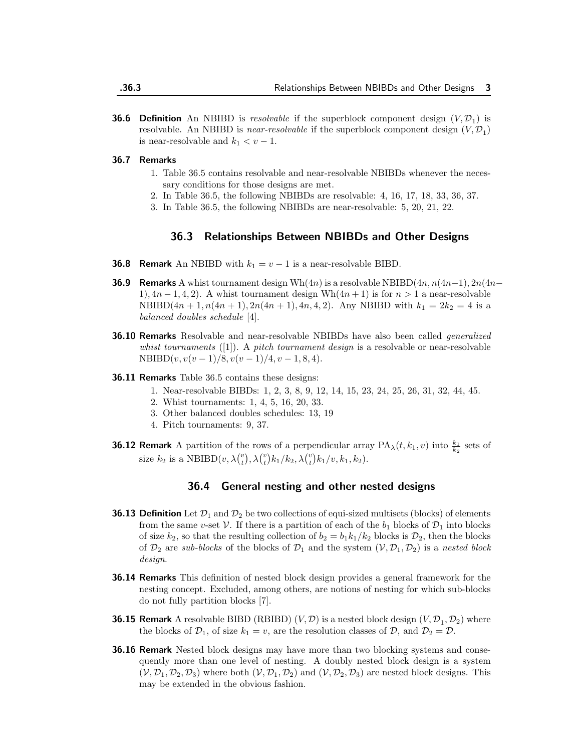**36.6 Definition** An NBIBD is *resolvable* if the superblock component design $(V, \mathcal{D}_1)$ is resolvable. An NBIBD is *near-resolvable* if the superblock component design $(V, \mathcal{D}_1)$ is near-resolvable and $k_1 < v - 1$.

**36.7 Remarks**

1. Table 36.5 contains resolvable and near-resolvable NBIBDs whenever the necessary conditions for those designs are met.
2. In Table 36.5, the following NBIBDs are resolvable: 4, 16, 17, 18, 33, 36, 37.
3. In Table 36.5, the following NBIBDs are near-resolvable: 5, 20, 21, 22.

## 36.3 Relationships Between NBIBDs and Other Designs

**36.8 Remark** An NBIBD with $k_1 = v - 1$ is a near-resolvable BIBD.

**36.9 Remarks** A whist tournament design $\mathrm{Wh}(4n)$ is a resolvable $\mathrm{NBIBD}(4n, n(4n-1), 2n(4n-1), 4n-1, 4, 2)$. A whist tournament design $\mathrm{Wh}(4n+1)$ is for $n > 1$ a near-resolvable $\mathrm{NBIBD}(4n+1, n(4n+1), 2n(4n+1), 4n, 4, 2)$. Any NBIBD with $k_1 = 2k_2 = 4$ is a *balanced doubles schedule* [4].

**36.10 Remarks** Resolvable and near-resolvable NBIBDs have also been called *generalized whist tournaments* ([1]). A *pitch tournament design* is a resolvable or near-resolvable $\mathrm{NBIBD}(v, v(v-1)/8, v(v-1)/4, v-1, 8, 4)$.

**36.11 Remarks** Table 36.5 contains these designs:

1. Near-resolvable BIBDs: 1, 2, 3, 8, 9, 12, 14, 15, 23, 24, 25, 26, 31, 32, 44, 45.
2. Whist tournaments: 1, 4, 5, 16, 20, 33.
3. Other balanced doubles schedules: 13, 19
4. Pitch tournaments: 9, 37.

**36.12 Remark** A partition of the rows of a perpendicular array $\mathrm{PA}_\lambda(t, k_1, v)$ into $\frac{k_1}{k_2}$ sets of size $k_2$ is a $\mathrm{NBIBD}(v, \lambda\binom{v}{t}, \lambda\binom{v}{t}k_1/k_2, \lambda\binom{v}{t}k_1/v, k_1, k_2)$.

## 36.4 General nesting and other nested designs

**36.13 Definition** Let $\mathcal{D}_1$ and $\mathcal{D}_2$ be two collections of equi-sized multisets (blocks) of elements from the same $v$-set $\mathcal{V}$. If there is a partition of each of the $b_1$ blocks of $\mathcal{D}_1$ into blocks of size $k_2$, so that the resulting collection of $b_2 = b_1k_1/k_2$ blocks is $\mathcal{D}_2$, then the blocks of $\mathcal{D}_2$ are *sub-blocks* of the blocks of $\mathcal{D}_1$ and the system $(\mathcal{V}, \mathcal{D}_1, \mathcal{D}_2)$ is a *nested block design*.

**36.14 Remarks** This definition of nested block design provides a general framework for the nesting concept. Excluded, among others, are notions of nesting for which sub-blocks do not fully partition blocks [7].

**36.15 Remark** A resolvable BIBD (RBIBD) $(V, \mathcal{D})$ is a nested block design $(V, \mathcal{D}_1, \mathcal{D}_2)$ where the blocks of $\mathcal{D}_1$, of size $k_1 = v$, are the resolution classes of $\mathcal{D}$, and $\mathcal{D}_2 = \mathcal{D}$.

**36.16 Remark** Nested block designs may have more than two blocking systems and consequently more than one level of nesting. A doubly nested block design is a system $(\mathcal{V}, \mathcal{D}_1, \mathcal{D}_2, \mathcal{D}_3)$ where both $(\mathcal{V}, \mathcal{D}_1, \mathcal{D}_2)$ and $(\mathcal{V}, \mathcal{D}_2, \mathcal{D}_3)$ are nested block designs. This may be extended in the obvious fashion.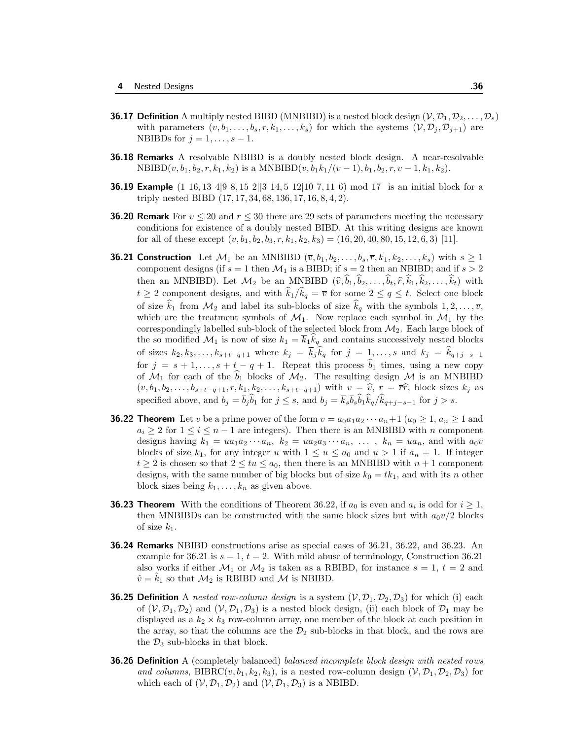**36.17 Definition** A multiply nested BIBD (MNBIBD) is a nested block design $(\mathcal{V}, \mathcal{D}_1, \mathcal{D}_2, \ldots, \mathcal{D}_s)$ with parameters $(v, b_1, \ldots, b_s, r, k_1, \ldots, k_s)$ for which the systems $(\mathcal{V}, \mathcal{D}_j, \mathcal{D}_{j+1})$ are NBIBDs for $j = 1, \ldots, s-1$.

**36.18 Remarks** A resolvable NBIBD is a doubly nested block design. A near-resolvable NBIBD$(v, b_1, b_2, r, k_1, k_2)$ is a MNBIBD$(v, b_1k_1/(v-1), b_1, b_2, r, v-1, k_1, k_2)$.

**36.19 Example** (1 16, 13 4|9 8, 15 2||3 14, 5 12|10 7, 11 6) mod 17 is an initial block for a triply nested BIBD $(17, 17, 34, 68, 136, 17, 16, 8, 4, 2)$.

**36.20 Remark** For $v \leq 20$ and $r \leq 30$ there are 29 sets of parameters meeting the necessary conditions for existence of a doubly nested BIBD. At this writing designs are known for all of these except $(v, b_1, b_2, b_3, r, k_1, k_2, k_3) = (16, 20, 40, 80, 15, 12, 6, 3)$ [11].

**36.21 Construction** Let $\mathcal{M}_1$ be an MNBIBD $(\overline{v}, \overline{b}_1, \overline{b}_2, \ldots, \overline{b}_s, \overline{r}, \overline{k}_1, \overline{k}_2, \ldots, \overline{k}_s)$ with $s \geq 1$ component designs (if $s = 1$ then $\mathcal{M}_1$ is a BIBD; if $s = 2$ then an NBIBD; and if $s > 2$ then an MNBIBD). Let $\mathcal{M}_2$ be an MNBIBD $(\widehat{v}, \widehat{b}_1, \widehat{b}_2, \ldots, \widehat{b}_t, \widehat{r}, \widehat{k}_1, \widehat{k}_2, \ldots, \widehat{k}_t)$ with $t \geq 2$ component designs, and with $\widehat{k}_1/\widehat{k}_q = \overline{v}$ for some $2 \leq q \leq t$. Select one block of size $\widehat{k}_1$ from $\mathcal{M}_2$ and label its sub-blocks of size $\widehat{k}_q$ with the symbols $1, 2, \ldots, \overline{v}$, which are the treatment symbols of $\mathcal{M}_1$. Now replace each symbol in $\mathcal{M}_1$ by the correspondingly labelled sub-block of the selected block from $\mathcal{M}_2$. Each large block of the so modified $\mathcal{M}_1$ is now of size $k_1 = \overline{k}_1\widehat{k}_q$ and contains successively nested blocks of sizes $k_2, k_3, \ldots, k_{s+t-q+1}$ where $k_j = \overline{k}_j\widehat{k}_q$ for $j = 1, \ldots, s$ and $k_j = \widehat{k}_{q+j-s-1}$ for $j = s+1, \ldots, s+t-q+1$. Repeat this process $\widehat{b}_1$ times, using a new copy of $\mathcal{M}_1$ for each of the $\widehat{b}_1$ blocks of $\mathcal{M}_2$. The resulting design $\mathcal{M}$ is an MNBIBD $(v, b_1, b_2, \ldots, b_{s+t-q+1}, r, k_1, k_2, \ldots, k_{s+t-q+1})$ with $v = \widehat{v}$, $r = \overline{r}\widehat{r}$, block sizes $k_j$ as specified above, and $b_j = \overline{b}_j\widehat{b}_1$ for $j \leq s$, and $b_j = \overline{k}_s\overline{b}_s\widehat{b}_1\widehat{k}_q/\widehat{k}_{q+j-s-1}$ for $j > s$.

**36.22 Theorem** Let $v$ be a prime power of the form $v = a_0a_1a_2 \cdots a_n + 1$ ($a_0 \geq 1$, $a_n \geq 1$ and $a_i \geq 2$ for $1 \leq i \leq n-1$ are integers). Then there is an MNBIBD with $n$ component designs having $k_1 = ua_1a_2 \cdots a_n$, $k_2 = ua_2a_3 \cdots a_n$, $\ldots$ , $k_n = ua_n$, and with $a_0v$ blocks of size $k_1$, for any integer $u$ with $1 \leq u \leq a_0$ and $u > 1$ if $a_n = 1$. If integer $t \geq 2$ is chosen so that $2 \leq tu \leq a_0$, then there is an MNBIBD with $n+1$ component designs, with the same number of big blocks but of size $k_0 = tk_1$, and with its $n$ other block sizes being $k_1, \ldots, k_n$ as given above.

**36.23 Theorem** With the conditions of Theorem 36.22, if $a_0$ is even and $a_i$ is odd for $i \geq 1$, then MNBIBDs can be constructed with the same block sizes but with $a_0v/2$ blocks of size $k_1$.

**36.24 Remarks** NBIBD constructions arise as special cases of 36.21, 36.22, and 36.23. An example for 36.21 is $s = 1$, $t = 2$. With mild abuse of terminology, Construction 36.21 also works if either $\mathcal{M}_1$ or $\mathcal{M}_2$ is taken as a RBIBD, for instance $s = 1$, $t = 2$ and $\hat{v} = \hat{k}_1$ so that $\mathcal{M}_2$ is RBIBD and $\mathcal{M}$ is NBIBD.

**36.25 Definition** A *nested row-column design* is a system $(\mathcal{V}, \mathcal{D}_1, \mathcal{D}_2, \mathcal{D}_3)$ for which (i) each of $(\mathcal{V}, \mathcal{D}_1, \mathcal{D}_2)$ and $(\mathcal{V}, \mathcal{D}_1, \mathcal{D}_3)$ is a nested block design, (ii) each block of $\mathcal{D}_1$ may be displayed as a $k_2 \times k_3$ row-column array, one member of the block at each position in the array, so that the columns are the $\mathcal{D}_2$ sub-blocks in that block, and the rows are the $\mathcal{D}_3$ sub-blocks in that block.

**36.26 Definition** A (completely balanced) *balanced incomplete block design with nested rows and columns*, BIBRC$(v, b_1, k_2, k_3)$, is a nested row-column design $(\mathcal{V}, \mathcal{D}_1, \mathcal{D}_2, \mathcal{D}_3)$ for which each of $(\mathcal{V}, \mathcal{D}_1, \mathcal{D}_2)$ and $(\mathcal{V}, \mathcal{D}_1, \mathcal{D}_3)$ is a NBIBD.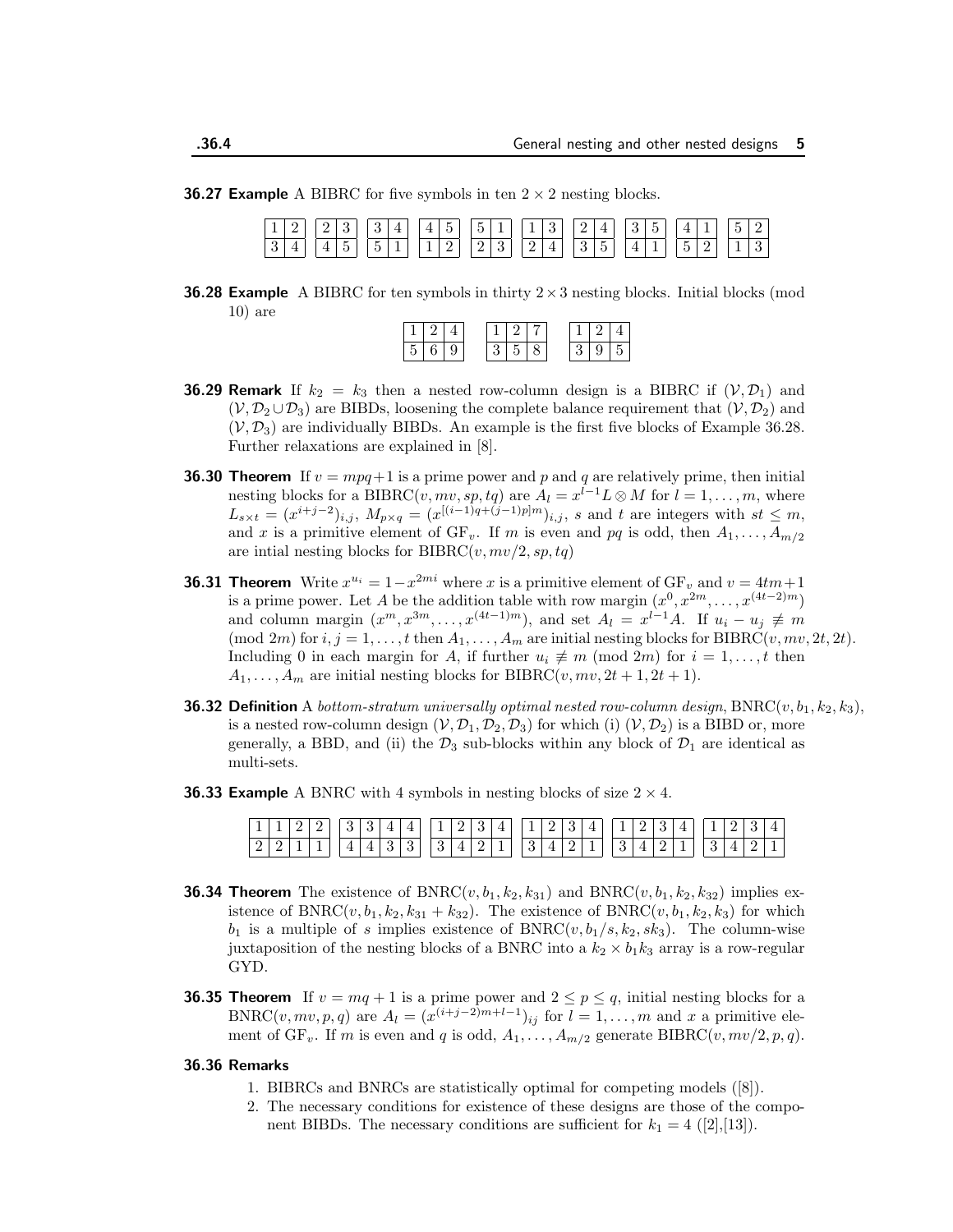**36.27 Example** A BIBRC for five symbols in ten $2 \times 2$ nesting blocks.

| 1 | 2 | | 2 | 3 | | 3 | 4 | | 4 | 5 | | 5 | 1 | | 1 | 3 | | 2 | 4 | | 3 | 5 | | 4 | 1 | | 5 | 2 |
|---|---|---|---|---|---|---|---|---|---|---|---|---|---|---|---|---|---|---|---|---|---|---|---|---|---|---|---|---|
| 3 | 4 | | 4 | 5 | | 5 | 1 | | 1 | 2 | | 2 | 3 | | 2 | 4 | | 3 | 5 | | 4 | 1 | | 5 | 2 | | 1 | 3 |

**36.28 Example** A BIBRC for ten symbols in thirty $2 \times 3$ nesting blocks. Initial blocks (mod 10) are

| 1 | 2 | 4 | | 1 | 2 | 7 | | 1 | 2 | 4 |
|---|---|---|---|---|---|---|---|---|---|---|
| 5 | 6 | 9 | | 3 | 5 | 8 | | 3 | 9 | 5 |

**36.29 Remark** If $k_2 = k_3$ then a nested row-column design is a BIBRC if $(\mathcal{V}, \mathcal{D}_1)$ and $(\mathcal{V}, \mathcal{D}_2 \cup \mathcal{D}_3)$ are BIBDs, loosening the complete balance requirement that $(\mathcal{V}, \mathcal{D}_2)$ and $(\mathcal{V}, \mathcal{D}_3)$ are individually BIBDs. An example is the first five blocks of Example 36.28. Further relaxations are explained in [8].

**36.30 Theorem** If $v = mpq+1$ is a prime power and $p$ and $q$ are relatively prime, then initial nesting blocks for a BIBRC$(v, mv, sp, tq)$ are $A_l = x^{l-1}L \otimes M$ for $l = 1, \ldots, m$, where $L_{s\times t} = (x^{i+j-2})_{i,j}$, $M_{p\times q} = (x^{[(i-1)q+(j-1)p]m})_{i,j}$, $s$ and $t$ are integers with $st \leq m$, and $x$ is a primitive element of GF$_v$. If $m$ is even and $pq$ is odd, then $A_1, \ldots, A_{m/2}$ are intial nesting blocks for BIBRC$(v, mv/2, sp, tq)$

**36.31 Theorem** Write $x^{u_i} = 1-x^{2mi}$ where $x$ is a primitive element of GF$_v$ and $v = 4tm+1$ is a prime power. Let $A$ be the addition table with row margin $(x^0, x^{2m}, \ldots, x^{(4t-2)m})$ and column margin $(x^m, x^{3m}, \ldots, x^{(4t-1)m})$, and set $A_l = x^{l-1}A$. If $u_i - u_j \not\equiv m \pmod{2m}$ for $i, j = 1, \ldots, t$ then $A_1, \ldots, A_m$ are initial nesting blocks for BIBRC$(v, mv, 2t, 2t)$. Including 0 in each margin for $A$, if further $u_i \not\equiv m \pmod{2m}$ for $i = 1, \ldots, t$ then $A_1, \ldots, A_m$ are initial nesting blocks for BIBRC$(v, mv, 2t+1, 2t+1)$.

**36.32 Definition** A *bottom-stratum universally optimal nested row-column design*, BNRC$(v, b_1, k_2, k_3)$, is a nested row-column design $(\mathcal{V}, \mathcal{D}_1, \mathcal{D}_2, \mathcal{D}_3)$ for which (i) $(\mathcal{V}, \mathcal{D}_2)$ is a BIBD or, more generally, a BBD, and (ii) the $\mathcal{D}_3$ sub-blocks within any block of $\mathcal{D}_1$ are identical as multi-sets.

**36.33 Example** A BNRC with 4 symbols in nesting blocks of size $2 \times 4$.

| 1 | 1 | 2 | 2 | | 3 | 3 | 4 | 4 | | 1 | 2 | 3 | 4 | | 1 | 2 | 3 | 4 | | 1 | 2 | 3 | 4 | | 1 | 2 | 3 | 4 |
|---|---|---|---|---|---|---|---|---|---|---|---|---|---|---|---|---|---|---|---|---|---|---|---|---|---|---|---|---|
| 2 | 2 | 1 | 1 | | 4 | 4 | 3 | 3 | | 3 | 4 | 2 | 1 | | 3 | 4 | 2 | 1 | | 3 | 4 | 2 | 1 | | 3 | 4 | 2 | 1 |

**36.34 Theorem** The existence of BNRC$(v, b_1, k_2, k_{31})$ and BNRC$(v, b_1, k_2, k_{32})$ implies existence of BNRC$(v, b_1, k_2, k_{31} + k_{32})$. The existence of BNRC$(v, b_1, k_2, k_3)$ for which $b_1$ is a multiple of $s$ implies existence of BNRC$(v, b_1/s, k_2, sk_3)$. The column-wise juxtaposition of the nesting blocks of a BNRC into a $k_2 \times b_1k_3$ array is a row-regular GYD.

**36.35 Theorem** If $v = mq + 1$ is a prime power and $2 \leq p \leq q$, initial nesting blocks for a BNRC$(v, mv, p, q)$ are $A_l = (x^{(i+j-2)m+l-1})_{ij}$ for $l = 1, \ldots, m$ and $x$ a primitive element of GF$_v$. If $m$ is even and $q$ is odd, $A_1, \ldots, A_{m/2}$ generate BIBRC$(v, mv/2, p, q)$.

**36.36 Remarks**

1. BIBRCs and BNRCs are statistically optimal for competing models ([8]).
2. The necessary conditions for existence of these designs are those of the component BIBDs. The necessary conditions are sufficient for $k_1 = 4$ ([2],[13]).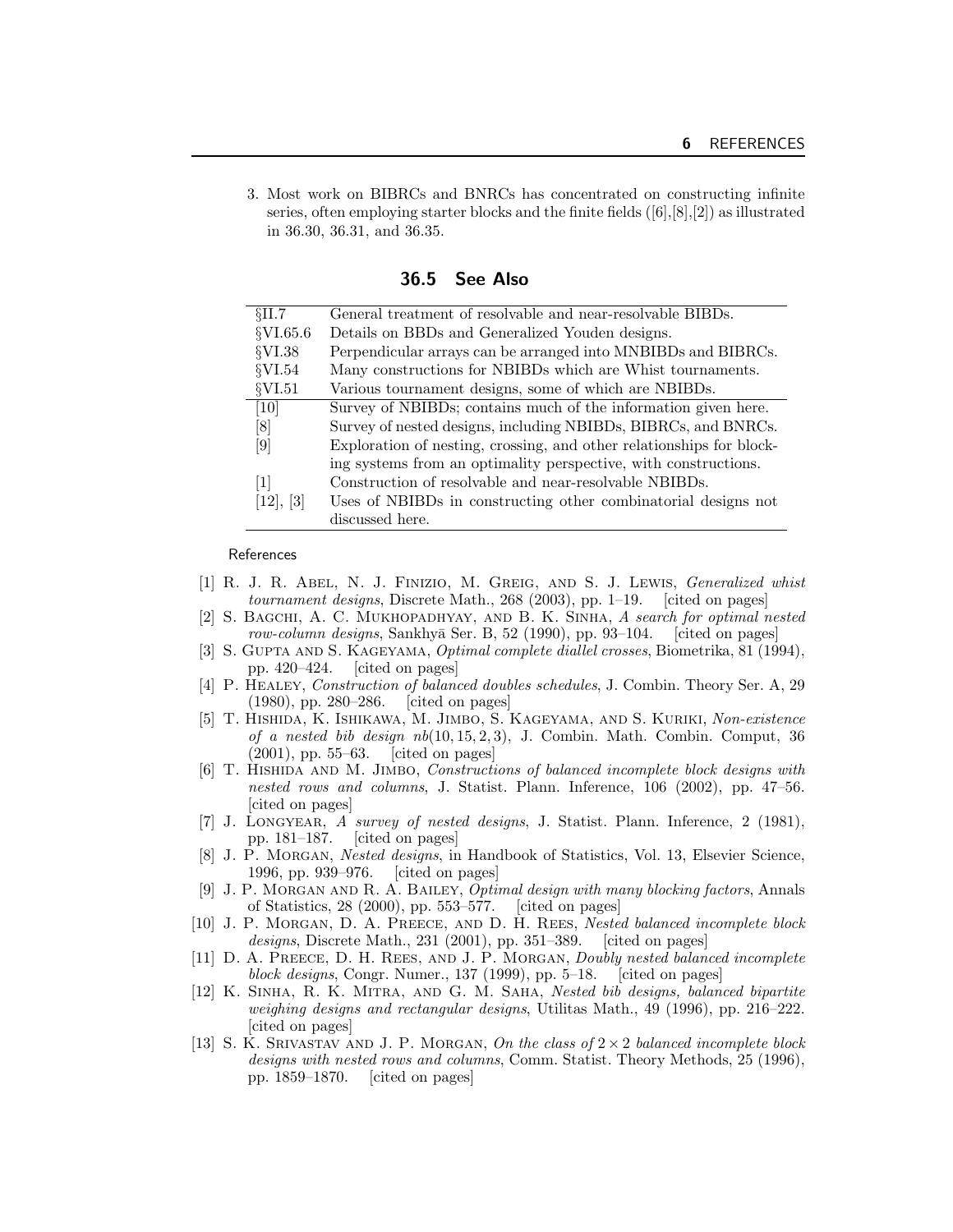3. Most work on BIBRCs and BNRCs has concentrated on constructing infinite series, often employing starter blocks and the finite fields ([6],[8],[2]) as illustrated in 36.30, 36.31, and 36.35.

## 36.5 See Also

| | |
|---|---|
| §II.7 | General treatment of resolvable and near-resolvable BIBDs. |
| §VI.65.6 | Details on BBDs and Generalized Youden designs. |
| §VI.38 | Perpendicular arrays can be arranged into MNBIBDs and BIBRCs. |
| §VI.54 | Many constructions for NBIBDs which are Whist tournaments. |
| §VI.51 | Various tournament designs, some of which are NBIBDs. |
| [10] | Survey of NBIBDs; contains much of the information given here. |
| [8] | Survey of nested designs, including NBIBDs, BIBRCs, and BNRCs. |
| [9] | Exploration of nesting, crossing, and other relationships for blocking systems from an optimality perspective, with constructions. |
| [1] | Construction of resolvable and near-resolvable NBIBDs. |
| [12], [3] | Uses of NBIBDs in constructing other combinatorial designs not discussed here. |

References

[1] R. J. R. Abel, N. J. Finizio, M. Greig, and S. J. Lewis, *Generalized whist tournament designs*, Discrete Math., 268 (2003), pp. 1–19. [cited on pages]

[2] S. Bagchi, A. C. Mukhopadhyay, and B. K. Sinha, *A search for optimal nested row-column designs*, Sankhyā Ser. B, 52 (1990), pp. 93–104. [cited on pages]

[3] S. Gupta and S. Kageyama, *Optimal complete diallel crosses*, Biometrika, 81 (1994), pp. 420–424. [cited on pages]

[4] P. Healey, *Construction of balanced doubles schedules*, J. Combin. Theory Ser. A, 29 (1980), pp. 280–286. [cited on pages]

[5] T. Hishida, K. Ishikawa, M. Jimbo, S. Kageyama, and S. Kuriki, *Non-existence of a nested bib design nb(10, 15, 2, 3)*, J. Combin. Math. Combin. Comput, 36 (2001), pp. 55–63. [cited on pages]

[6] T. Hishida and M. Jimbo, *Constructions of balanced incomplete block designs with nested rows and columns*, J. Statist. Plann. Inference, 106 (2002), pp. 47–56. [cited on pages]

[7] J. Longyear, *A survey of nested designs*, J. Statist. Plann. Inference, 2 (1981), pp. 181–187. [cited on pages]

[8] J. P. Morgan, *Nested designs*, in Handbook of Statistics, Vol. 13, Elsevier Science, 1996, pp. 939–976. [cited on pages]

[9] J. P. Morgan and R. A. Bailey, *Optimal design with many blocking factors*, Annals of Statistics, 28 (2000), pp. 553–577. [cited on pages]

[10] J. P. Morgan, D. A. Preece, and D. H. Rees, *Nested balanced incomplete block designs*, Discrete Math., 231 (2001), pp. 351–389. [cited on pages]

[11] D. A. Preece, D. H. Rees, and J. P. Morgan, *Doubly nested balanced incomplete block designs*, Congr. Numer., 137 (1999), pp. 5–18. [cited on pages]

[12] K. Sinha, R. K. Mitra, and G. M. Saha, *Nested bib designs, balanced bipartite weighing designs and rectangular designs*, Utilitas Math., 49 (1996), pp. 216–222. [cited on pages]

[13] S. K. Srivastav and J. P. Morgan, *On the class of $2 \times 2$ balanced incomplete block designs with nested rows and columns*, Comm. Statist. Theory Methods, 25 (1996), pp. 1859–1870. [cited on pages]